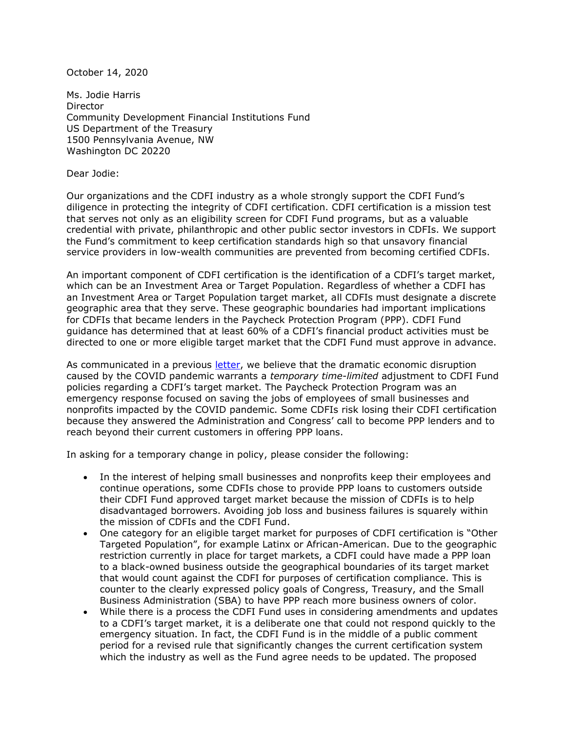October 14, 2020

Ms. Jodie Harris
Director
Community Development Financial Institutions Fund
US Department of the Treasury
1500 Pennsylvania Avenue, NW
Washington DC 20220

Dear Jodie:

Our organizations and the CDFI industry as a whole strongly support the CDFI Fund's diligence in protecting the integrity of CDFI certification. CDFI certification is a mission test that serves not only as an eligibility screen for CDFI Fund programs, but as a valuable credential with private, philanthropic and other public sector investors in CDFIs. We support the Fund's commitment to keep certification standards high so that unsavory financial service providers in low-wealth communities are prevented from becoming certified CDFIs.

An important component of CDFI certification is the identification of a CDFI's target market, which can be an Investment Area or Target Population. Regardless of whether a CDFI has an Investment Area or Target Population target market, all CDFIs must designate a discrete geographic area that they serve. These geographic boundaries had important implications for CDFIs that became lenders in the Paycheck Protection Program (PPP). CDFI Fund guidance has determined that at least 60% of a CDFI's financial product activities must be directed to one or more eligible target market that the CDFI Fund must approve in advance.

As communicated in a previous [letter](), we believe that the dramatic economic disruption caused by the COVID pandemic warrants a *temporary time-limited* adjustment to CDFI Fund policies regarding a CDFI's target market. The Paycheck Protection Program was an emergency response focused on saving the jobs of employees of small businesses and nonprofits impacted by the COVID pandemic. Some CDFIs risk losing their CDFI certification because they answered the Administration and Congress' call to become PPP lenders and to reach beyond their current customers in offering PPP loans.

In asking for a temporary change in policy, please consider the following:

- In the interest of helping small businesses and nonprofits keep their employees and continue operations, some CDFIs chose to provide PPP loans to customers outside their CDFI Fund approved target market because the mission of CDFIs is to help disadvantaged borrowers. Avoiding job loss and business failures is squarely within the mission of CDFIs and the CDFI Fund.
- One category for an eligible target market for purposes of CDFI certification is "Other Targeted Population", for example Latinx or African-American. Due to the geographic restriction currently in place for target markets, a CDFI could have made a PPP loan to a black-owned business outside the geographical boundaries of its target market that would count against the CDFI for purposes of certification compliance. This is counter to the clearly expressed policy goals of Congress, Treasury, and the Small Business Administration (SBA) to have PPP reach more business owners of color.
- While there is a process the CDFI Fund uses in considering amendments and updates to a CDFI's target market, it is a deliberate one that could not respond quickly to the emergency situation. In fact, the CDFI Fund is in the middle of a public comment period for a revised rule that significantly changes the current certification system which the industry as well as the Fund agree needs to be updated. The proposed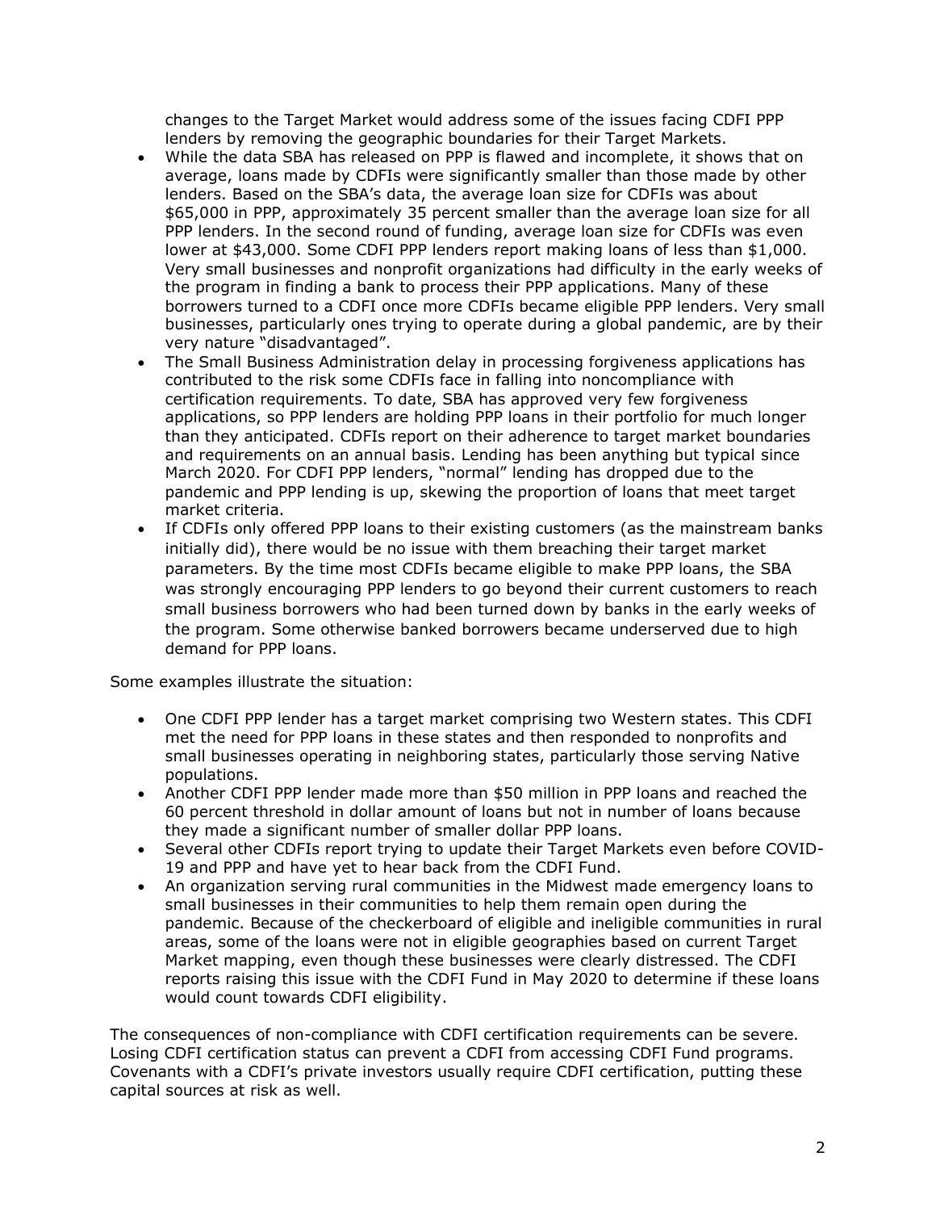changes to the Target Market would address some of the issues facing CDFI PPP lenders by removing the geographic boundaries for their Target Markets.

- While the data SBA has released on PPP is flawed and incomplete, it shows that on average, loans made by CDFIs were significantly smaller than those made by other lenders. Based on the SBA's data, the average loan size for CDFIs was about $65,000 in PPP, approximately 35 percent smaller than the average loan size for all PPP lenders. In the second round of funding, average loan size for CDFIs was even lower at $43,000. Some CDFI PPP lenders report making loans of less than $1,000. Very small businesses and nonprofit organizations had difficulty in the early weeks of the program in finding a bank to process their PPP applications. Many of these borrowers turned to a CDFI once more CDFIs became eligible PPP lenders. Very small businesses, particularly ones trying to operate during a global pandemic, are by their very nature "disadvantaged".
- The Small Business Administration delay in processing forgiveness applications has contributed to the risk some CDFIs face in falling into noncompliance with certification requirements. To date, SBA has approved very few forgiveness applications, so PPP lenders are holding PPP loans in their portfolio for much longer than they anticipated. CDFIs report on their adherence to target market boundaries and requirements on an annual basis. Lending has been anything but typical since March 2020. For CDFI PPP lenders, "normal" lending has dropped due to the pandemic and PPP lending is up, skewing the proportion of loans that meet target market criteria.
- If CDFIs only offered PPP loans to their existing customers (as the mainstream banks initially did), there would be no issue with them breaching their target market parameters. By the time most CDFIs became eligible to make PPP loans, the SBA was strongly encouraging PPP lenders to go beyond their current customers to reach small business borrowers who had been turned down by banks in the early weeks of the program. Some otherwise banked borrowers became underserved due to high demand for PPP loans.

Some examples illustrate the situation:

- One CDFI PPP lender has a target market comprising two Western states. This CDFI met the need for PPP loans in these states and then responded to nonprofits and small businesses operating in neighboring states, particularly those serving Native populations.
- Another CDFI PPP lender made more than $50 million in PPP loans and reached the 60 percent threshold in dollar amount of loans but not in number of loans because they made a significant number of smaller dollar PPP loans.
- Several other CDFIs report trying to update their Target Markets even before COVID-19 and PPP and have yet to hear back from the CDFI Fund.
- An organization serving rural communities in the Midwest made emergency loans to small businesses in their communities to help them remain open during the pandemic. Because of the checkerboard of eligible and ineligible communities in rural areas, some of the loans were not in eligible geographies based on current Target Market mapping, even though these businesses were clearly distressed. The CDFI reports raising this issue with the CDFI Fund in May 2020 to determine if these loans would count towards CDFI eligibility.

The consequences of non-compliance with CDFI certification requirements can be severe. Losing CDFI certification status can prevent a CDFI from accessing CDFI Fund programs. Covenants with a CDFI's private investors usually require CDFI certification, putting these capital sources at risk as well.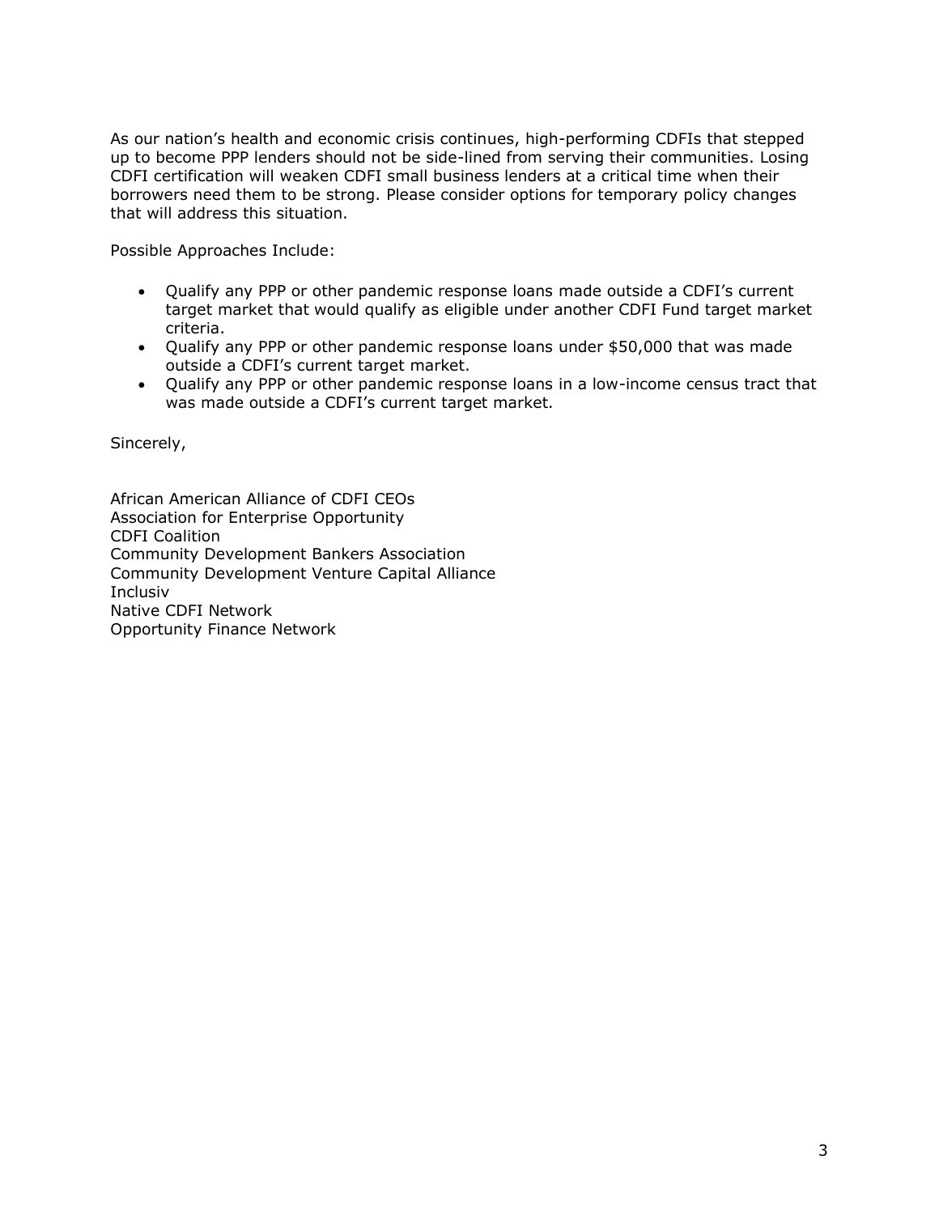As our nation's health and economic crisis continues, high-performing CDFIs that stepped up to become PPP lenders should not be side-lined from serving their communities. Losing CDFI certification will weaken CDFI small business lenders at a critical time when their borrowers need them to be strong. Please consider options for temporary policy changes that will address this situation.

Possible Approaches Include:

- Qualify any PPP or other pandemic response loans made outside a CDFI's current target market that would qualify as eligible under another CDFI Fund target market criteria.
- Qualify any PPP or other pandemic response loans under $50,000 that was made outside a CDFI's current target market.
- Qualify any PPP or other pandemic response loans in a low-income census tract that was made outside a CDFI's current target market.

Sincerely,

African American Alliance of CDFI CEOs
Association for Enterprise Opportunity
CDFI Coalition
Community Development Bankers Association
Community Development Venture Capital Alliance
Inclusiv
Native CDFI Network
Opportunity Finance Network